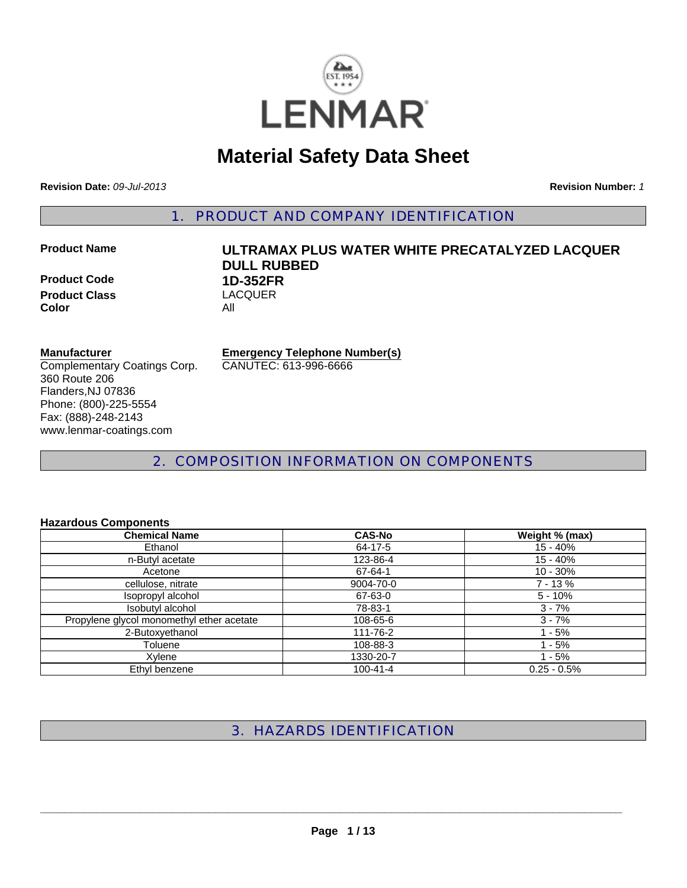LENMAR

# Material Safety Data Sheet

**Revision Date:** *09-Jul-2013* **Revision Number:** *1*

## 1. PRODUCT AND COMPANY IDENTIFICATION

**Product Name** **ULTRAMAX PLUS WATER WHITE PRECATALYZED LACQUER DULL RUBBED**

**Product Code** **1D-352FR**

**Product Class** LACQUER

**Color** All

**Manufacturer**
Complementary Coatings Corp.
360 Route 206
Flanders,NJ 07836
Phone: (800)-225-5554
Fax: (888)-248-2143
www.lenmar-coatings.com

**Emergency Telephone Number(s)**
CANUTEC: 613-996-6666

## 2. COMPOSITION INFORMATION ON COMPONENTS

**Hazardous Components**

| Chemical Name | CAS-No | Weight % (max) |
|---|---|---|
| Ethanol | 64-17-5 | 15 - 40% |
| n-Butyl acetate | 123-86-4 | 15 - 40% |
| Acetone | 67-64-1 | 10 - 30% |
| cellulose, nitrate | 9004-70-0 | 7 - 13 % |
| Isopropyl alcohol | 67-63-0 | 5 - 10% |
| Isobutyl alcohol | 78-83-1 | 3 - 7% |
| Propylene glycol monomethyl ether acetate | 108-65-6 | 3 - 7% |
| 2-Butoxyethanol | 111-76-2 | 1 - 5% |
| Toluene | 108-88-3 | 1 - 5% |
| Xylene | 1330-20-7 | 1 - 5% |
| Ethyl benzene | 100-41-4 | 0.25 - 0.5% |

## 3. HAZARDS IDENTIFICATION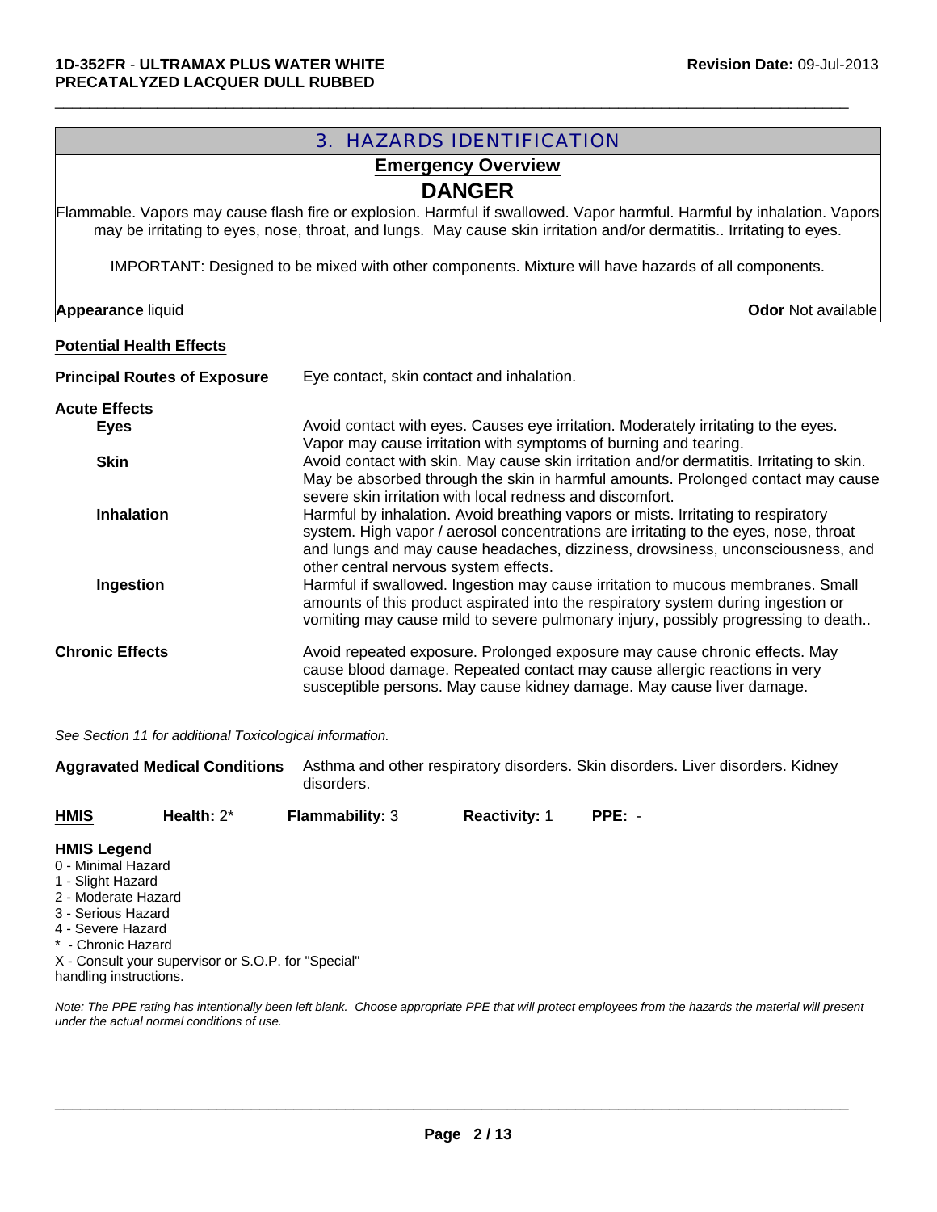## 3. HAZARDS IDENTIFICATION

### Emergency Overview

**DANGER**

Flammable. Vapors may cause flash fire or explosion. Harmful if swallowed. Vapor harmful. Harmful by inhalation. Vapors may be irritating to eyes, nose, throat, and lungs. May cause skin irritation and/or dermatitis.. Irritating to eyes.

IMPORTANT: Designed to be mixed with other components. Mixture will have hazards of all components.

**Appearance** liquid **Odor** Not available

**Potential Health Effects**

**Principal Routes of Exposure** Eye contact, skin contact and inhalation.

**Acute Effects**

**Eyes** Avoid contact with eyes. Causes eye irritation. Moderately irritating to the eyes. Vapor may cause irritation with symptoms of burning and tearing.

**Skin** Avoid contact with skin. May cause skin irritation and/or dermatitis. Irritating to skin. May be absorbed through the skin in harmful amounts. Prolonged contact may cause severe skin irritation with local redness and discomfort.

**Inhalation** Harmful by inhalation. Avoid breathing vapors or mists. Irritating to respiratory system. High vapor / aerosol concentrations are irritating to the eyes, nose, throat and lungs and may cause headaches, dizziness, drowsiness, unconsciousness, and other central nervous system effects.

**Ingestion** Harmful if swallowed. Ingestion may cause irritation to mucous membranes. Small amounts of this product aspirated into the respiratory system during ingestion or vomiting may cause mild to severe pulmonary injury, possibly progressing to death..

**Chronic Effects** Avoid repeated exposure. Prolonged exposure may cause chronic effects. May cause blood damage. Repeated contact may cause allergic reactions in very susceptible persons. May cause kidney damage. May cause liver damage.

*See Section 11 for additional Toxicological information.*

**Aggravated Medical Conditions** Asthma and other respiratory disorders. Skin disorders. Liver disorders. Kidney disorders.

| **HMIS** | **Health:** 2* | **Flammability:** 3 | **Reactivity:** 1 | **PPE:** - |
|---|---|---|---|---|

**HMIS Legend**

0 - Minimal Hazard
1 - Slight Hazard
2 - Moderate Hazard
3 - Serious Hazard
4 - Severe Hazard
* - Chronic Hazard
X - Consult your supervisor or S.O.P. for "Special" handling instructions.

*Note: The PPE rating has intentionally been left blank. Choose appropriate PPE that will protect employees from the hazards the material will present under the actual normal conditions of use.*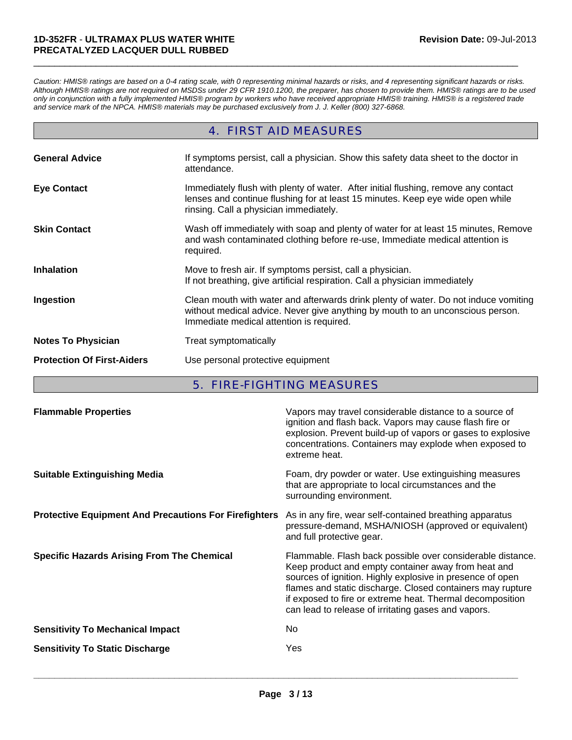*Caution: HMIS® ratings are based on a 0-4 rating scale, with 0 representing minimal hazards or risks, and 4 representing significant hazards or risks. Although HMIS® ratings are not required on MSDSs under 29 CFR 1910.1200, the preparer, has chosen to provide them. HMIS® ratings are to be used only in conjunction with a fully implemented HMIS® program by workers who have received appropriate HMIS® training. HMIS® is a registered trade and service mark of the NPCA. HMIS® materials may be purchased exclusively from J. J. Keller (800) 327-6868.*

## 4. FIRST AID MEASURES

| | |
|---|---|
| **General Advice** | If symptoms persist, call a physician. Show this safety data sheet to the doctor in attendance. |
| **Eye Contact** | Immediately flush with plenty of water. After initial flushing, remove any contact lenses and continue flushing for at least 15 minutes. Keep eye wide open while rinsing. Call a physician immediately. |
| **Skin Contact** | Wash off immediately with soap and plenty of water for at least 15 minutes, Remove and wash contaminated clothing before re-use, Immediate medical attention is required. |
| **Inhalation** | Move to fresh air. If symptoms persist, call a physician. If not breathing, give artificial respiration. Call a physician immediately |
| **Ingestion** | Clean mouth with water and afterwards drink plenty of water. Do not induce vomiting without medical advice. Never give anything by mouth to an unconscious person. Immediate medical attention is required. |
| **Notes To Physician** | Treat symptomatically |
| **Protection Of First-Aiders** | Use personal protective equipment |

## 5. FIRE-FIGHTING MEASURES

| | |
|---|---|
| **Flammable Properties** | Vapors may travel considerable distance to a source of ignition and flash back. Vapors may cause flash fire or explosion. Prevent build-up of vapors or gases to explosive concentrations. Containers may explode when exposed to extreme heat. |
| **Suitable Extinguishing Media** | Foam, dry powder or water. Use extinguishing measures that are appropriate to local circumstances and the surrounding environment. |
| **Protective Equipment And Precautions For Firefighters** | As in any fire, wear self-contained breathing apparatus pressure-demand, MSHA/NIOSH (approved or equivalent) and full protective gear. |
| **Specific Hazards Arising From The Chemical** | Flammable. Flash back possible over considerable distance. Keep product and empty container away from heat and sources of ignition. Highly explosive in presence of open flames and static discharge. Closed containers may rupture if exposed to fire or extreme heat. Thermal decomposition can lead to release of irritating gases and vapors. |
| **Sensitivity To Mechanical Impact** | No |
| **Sensitivity To Static Discharge** | Yes |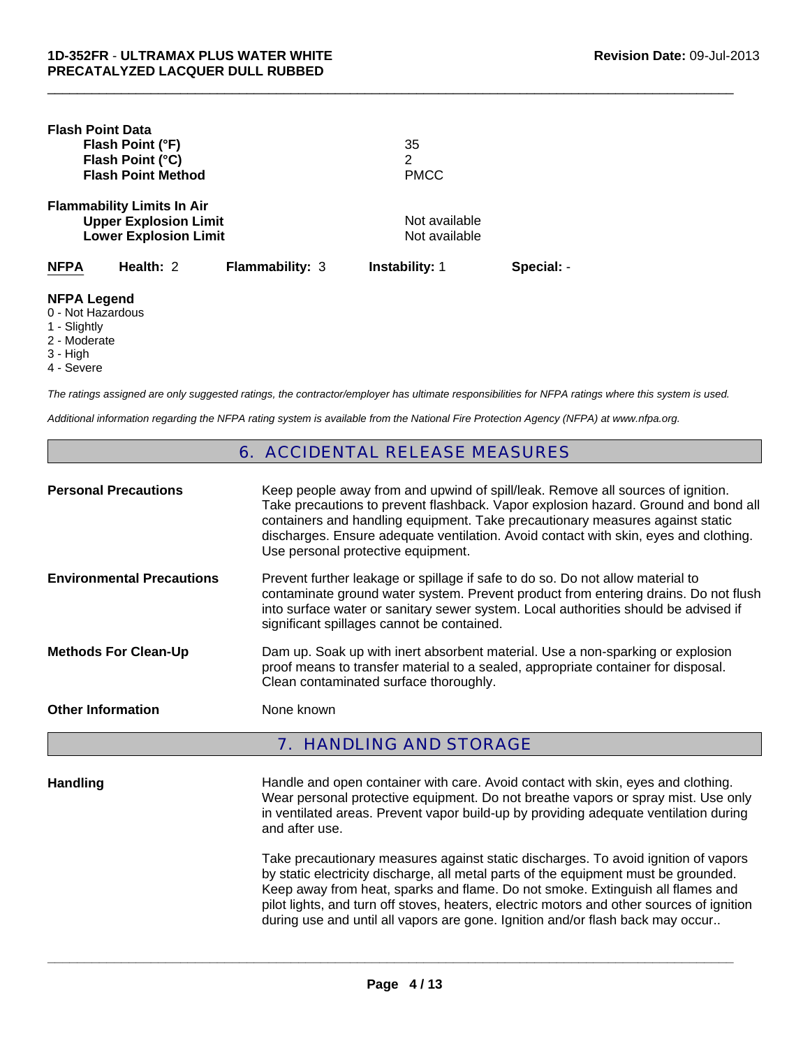**Flash Point Data**

| | |
|---|---|
| **Flash Point (°F)** | 35 |
| **Flash Point (°C)** | 2 |
| **Flash Point Method** | PMCC |

**Flammability Limits In Air**

| | |
|---|---|
| **Upper Explosion Limit** | Not available |
| **Lower Explosion Limit** | Not available |

| **NFPA** | **Health:** 2 | **Flammability:** 3 | **Instability:** 1 | **Special:** - |
|---|---|---|---|---|

**NFPA Legend**

0 - Not Hazardous
1 - Slightly
2 - Moderate
3 - High
4 - Severe

*The ratings assigned are only suggested ratings, the contractor/employer has ultimate responsibilities for NFPA ratings where this system is used.*

*Additional information regarding the NFPA rating system is available from the National Fire Protection Agency (NFPA) at www.nfpa.org.*

## 6. ACCIDENTAL RELEASE MEASURES

**Personal Precautions**

Keep people away from and upwind of spill/leak. Remove all sources of ignition. Take precautions to prevent flashback. Vapor explosion hazard. Ground and bond all containers and handling equipment. Take precautionary measures against static discharges. Ensure adequate ventilation. Avoid contact with skin, eyes and clothing. Use personal protective equipment.

**Environmental Precautions**

Prevent further leakage or spillage if safe to do so. Do not allow material to contaminate ground water system. Prevent product from entering drains. Do not flush into surface water or sanitary sewer system. Local authorities should be advised if significant spillages cannot be contained.

**Methods For Clean-Up**

Dam up. Soak up with inert absorbent material. Use a non-sparking or explosion proof means to transfer material to a sealed, appropriate container for disposal. Clean contaminated surface thoroughly.

**Other Information**

None known

## 7. HANDLING AND STORAGE

**Handling**

Handle and open container with care. Avoid contact with skin, eyes and clothing. Wear personal protective equipment. Do not breathe vapors or spray mist. Use only in ventilated areas. Prevent vapor build-up by providing adequate ventilation during and after use.

Take precautionary measures against static discharges. To avoid ignition of vapors by static electricity discharge, all metal parts of the equipment must be grounded. Keep away from heat, sparks and flame. Do not smoke. Extinguish all flames and pilot lights, and turn off stoves, heaters, electric motors and other sources of ignition during use and until all vapors are gone. Ignition and/or flash back may occur..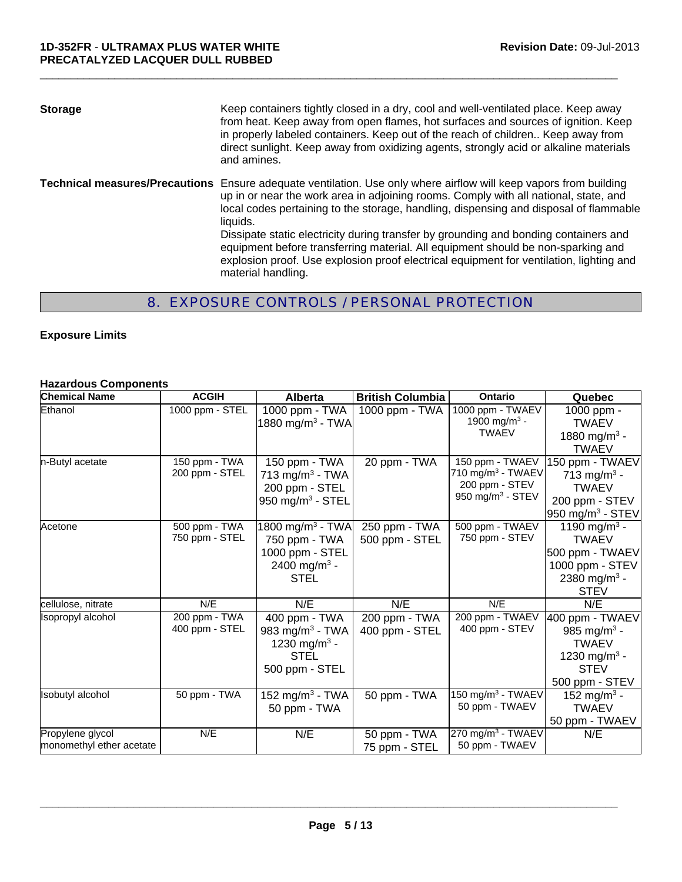**Storage** Keep containers tightly closed in a dry, cool and well-ventilated place. Keep away from heat. Keep away from open flames, hot surfaces and sources of ignition. Keep in properly labeled containers. Keep out of the reach of children.. Keep away from direct sunlight. Keep away from oxidizing agents, strongly acid or alkaline materials and amines.

**Technical measures/Precautions** Ensure adequate ventilation. Use only where airflow will keep vapors from building up in or near the work area in adjoining rooms. Comply with all national, state, and local codes pertaining to the storage, handling, dispensing and disposal of flammable liquids.
Dissipate static electricity during transfer by grounding and bonding containers and equipment before transferring material. All equipment should be non-sparking and explosion proof. Use explosion proof electrical equipment for ventilation, lighting and material handling.

## 8. EXPOSURE CONTROLS / PERSONAL PROTECTION

**Exposure Limits**

**Hazardous Components**

| Chemical Name | ACGIH | Alberta | British Columbia | Ontario | Quebec |
|---|---|---|---|---|---|
| Ethanol | 1000 ppm - STEL | 1000 ppm - TWA<br>1880 mg/m$^3$ - TWA | 1000 ppm - TWA | 1000 ppm - TWAEV<br>1900 mg/m$^3$ - TWAEV | 1000 ppm - TWAEV<br>1880 mg/m$^3$ - TWAEV |
| n-Butyl acetate | 150 ppm - TWA<br>200 ppm - STEL | 150 ppm - TWA<br>713 mg/m$^3$ - TWA<br>200 ppm - STEL<br>950 mg/m$^3$ - STEL | 20 ppm - TWA | 150 ppm - TWAEV<br>710 mg/m$^3$ - TWAEV<br>200 ppm - STEV<br>950 mg/m$^3$ - STEV | 150 ppm - TWAEV<br>713 mg/m$^3$ - TWAEV<br>200 ppm - STEV<br>950 mg/m$^3$ - STEV |
| Acetone | 500 ppm - TWA<br>750 ppm - STEL | 1800 mg/m$^3$ - TWA<br>750 ppm - TWA<br>1000 ppm - STEL<br>2400 mg/m$^3$ - STEL | 250 ppm - TWA<br>500 ppm - STEL | 500 ppm - TWAEV<br>750 ppm - STEV | 1190 mg/m$^3$ - TWAEV<br>500 ppm - TWAEV<br>1000 ppm - STEV<br>2380 mg/m$^3$ - STEV |
| cellulose, nitrate | N/E | N/E | N/E | N/E | N/E |
| Isopropyl alcohol | 200 ppm - TWA<br>400 ppm - STEL | 400 ppm - TWA<br>983 mg/m$^3$ - TWA<br>1230 mg/m$^3$ - STEL<br>500 ppm - STEL | 200 ppm - TWA<br>400 ppm - STEL | 200 ppm - TWAEV<br>400 ppm - STEV | 400 ppm - TWAEV<br>985 mg/m$^3$ - TWAEV<br>1230 mg/m$^3$ - STEV<br>500 ppm - STEV |
| Isobutyl alcohol | 50 ppm - TWA | 152 mg/m$^3$ - TWA<br>50 ppm - TWA | 50 ppm - TWA | 150 mg/m$^3$ - TWAEV<br>50 ppm - TWAEV | 152 mg/m$^3$ - TWAEV<br>50 ppm - TWAEV |
| Propylene glycol monomethyl ether acetate | N/E | N/E | 50 ppm - TWA<br>75 ppm - STEL | 270 mg/m$^3$ - TWAEV<br>50 ppm - TWAEV | N/E |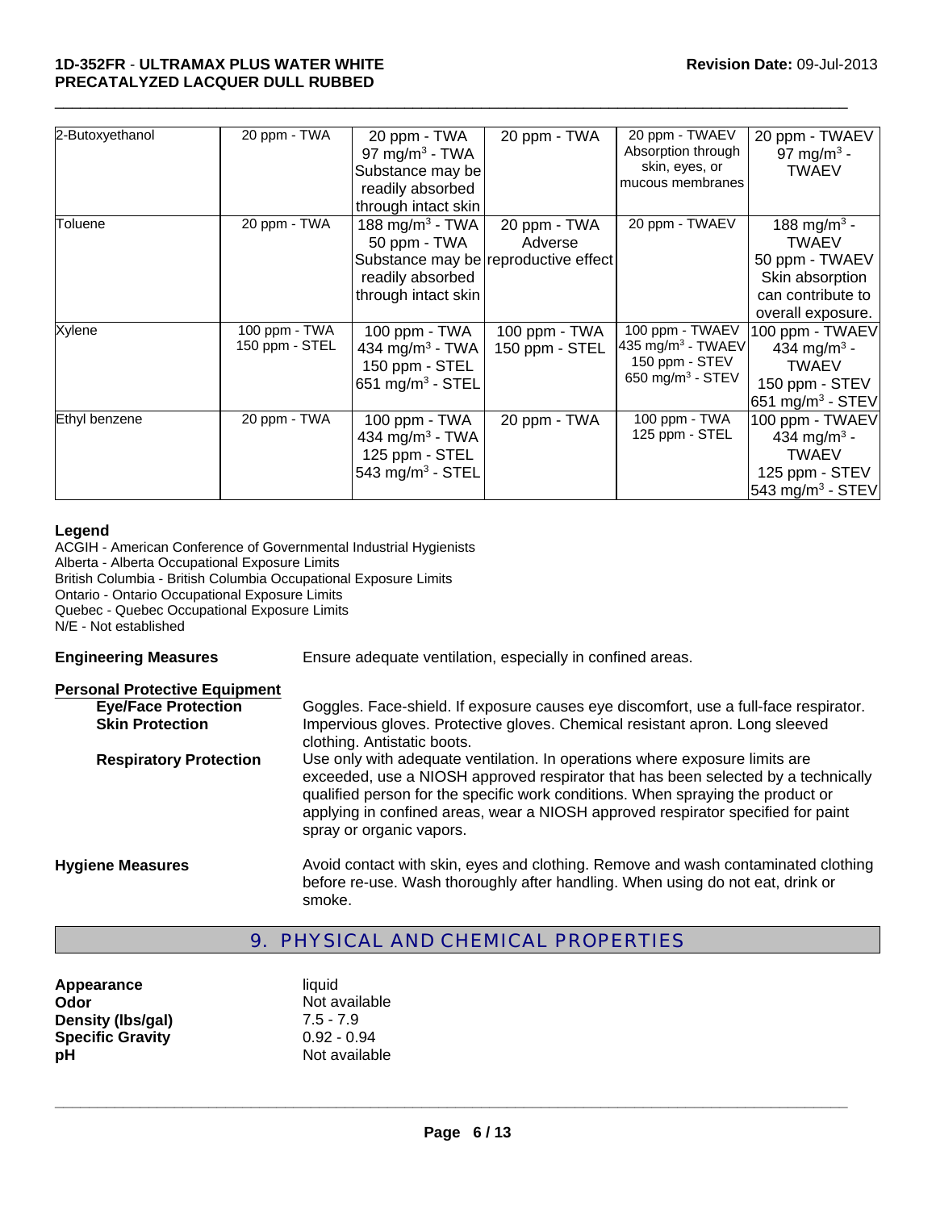| | | | | | |
|---|---|---|---|---|---|
| 2-Butoxyethanol | 20 ppm - TWA | 20 ppm - TWA<br>97 mg/m$^3$ - TWA<br>Substance may be readily absorbed through intact skin | 20 ppm - TWA | 20 ppm - TWAEV<br>Absorption through skin, eyes, or mucous membranes | 20 ppm - TWAEV<br>97 mg/m$^3$ - TWAEV |
| Toluene | 20 ppm - TWA | 188 mg/m$^3$ - TWA<br>50 ppm - TWA<br>Substance may be readily absorbed through intact skin | 20 ppm - TWA<br>Adverse reproductive effect | 20 ppm - TWAEV | 188 mg/m$^3$ - TWAEV<br>50 ppm - TWAEV<br>Skin absorption can contribute to overall exposure. |
| Xylene | 100 ppm - TWA<br>150 ppm - STEL | 100 ppm - TWA<br>434 mg/m$^3$ - TWA<br>150 ppm - STEL<br>651 mg/m$^3$ - STEL | 100 ppm - TWA<br>150 ppm - STEL | 100 ppm - TWAEV<br>435 mg/m$^3$ - TWAEV<br>150 ppm - STEV<br>650 mg/m$^3$ - STEV | 100 ppm - TWAEV<br>434 mg/m$^3$ - TWAEV<br>150 ppm - STEV<br>651 mg/m$^3$ - STEV |
| Ethyl benzene | 20 ppm - TWA | 100 ppm - TWA<br>434 mg/m$^3$ - TWA<br>125 ppm - STEL<br>543 mg/m$^3$ - STEL | 20 ppm - TWA | 100 ppm - TWA<br>125 ppm - STEL | 100 ppm - TWAEV<br>434 mg/m$^3$ - TWAEV<br>125 ppm - STEV<br>543 mg/m$^3$ - STEV |

**Legend**

ACGIH - American Conference of Governmental Industrial Hygienists
Alberta - Alberta Occupational Exposure Limits
British Columbia - British Columbia Occupational Exposure Limits
Ontario - Ontario Occupational Exposure Limits
Quebec - Quebec Occupational Exposure Limits
N/E - Not established

**Engineering Measures** Ensure adequate ventilation, especially in confined areas.

**Personal Protective Equipment**

**Eye/Face Protection** Goggles. Face-shield. If exposure causes eye discomfort, use a full-face respirator.

**Skin Protection** Impervious gloves. Protective gloves. Chemical resistant apron. Long sleeved clothing. Antistatic boots.

**Respiratory Protection** Use only with adequate ventilation. In operations where exposure limits are exceeded, use a NIOSH approved respirator that has been selected by a technically qualified person for the specific work conditions. When spraying the product or applying in confined areas, wear a NIOSH approved respirator specified for paint spray or organic vapors.

**Hygiene Measures** Avoid contact with skin, eyes and clothing. Remove and wash contaminated clothing before re-use. Wash thoroughly after handling. When using do not eat, drink or smoke.

## 9. PHYSICAL AND CHEMICAL PROPERTIES

**Appearance** liquid
**Odor** Not available
**Density (lbs/gal)** 7.5 - 7.9
**Specific Gravity** 0.92 - 0.94
**pH** Not available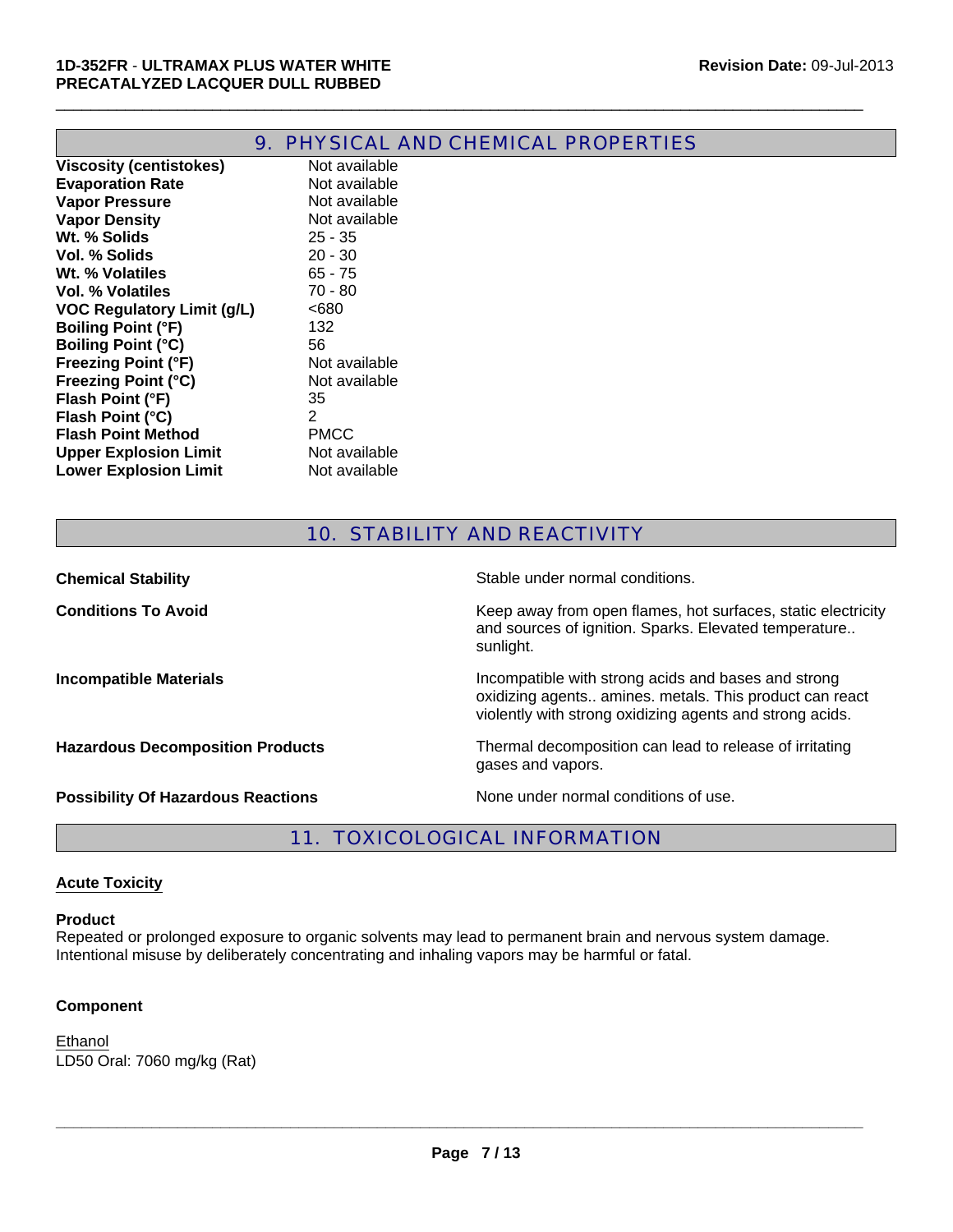## 9. PHYSICAL AND CHEMICAL PROPERTIES

| | |
|---|---|
| **Viscosity (centistokes)** | Not available |
| **Evaporation Rate** | Not available |
| **Vapor Pressure** | Not available |
| **Vapor Density** | Not available |
| **Wt. % Solids** | 25 - 35 |
| **Vol. % Solids** | 20 - 30 |
| **Wt. % Volatiles** | 65 - 75 |
| **Vol. % Volatiles** | 70 - 80 |
| **VOC Regulatory Limit (g/L)** | <680 |
| **Boiling Point (°F)** | 132 |
| **Boiling Point (°C)** | 56 |
| **Freezing Point (°F)** | Not available |
| **Freezing Point (°C)** | Not available |
| **Flash Point (°F)** | 35 |
| **Flash Point (°C)** | 2 |
| **Flash Point Method** | PMCC |
| **Upper Explosion Limit** | Not available |
| **Lower Explosion Limit** | Not available |

## 10. STABILITY AND REACTIVITY

| | |
|---|---|
| **Chemical Stability** | Stable under normal conditions. |
| **Conditions To Avoid** | Keep away from open flames, hot surfaces, static electricity and sources of ignition. Sparks. Elevated temperature.. sunlight. |
| **Incompatible Materials** | Incompatible with strong acids and bases and strong oxidizing agents.. amines. metals. This product can react violently with strong oxidizing agents and strong acids. |
| **Hazardous Decomposition Products** | Thermal decomposition can lead to release of irritating gases and vapors. |
| **Possibility Of Hazardous Reactions** | None under normal conditions of use. |

## 11. TOXICOLOGICAL INFORMATION

### Acute Toxicity

**Product**

Repeated or prolonged exposure to organic solvents may lead to permanent brain and nervous system damage. Intentional misuse by deliberately concentrating and inhaling vapors may be harmful or fatal.

**Component**

Ethanol

LD50 Oral: 7060 mg/kg (Rat)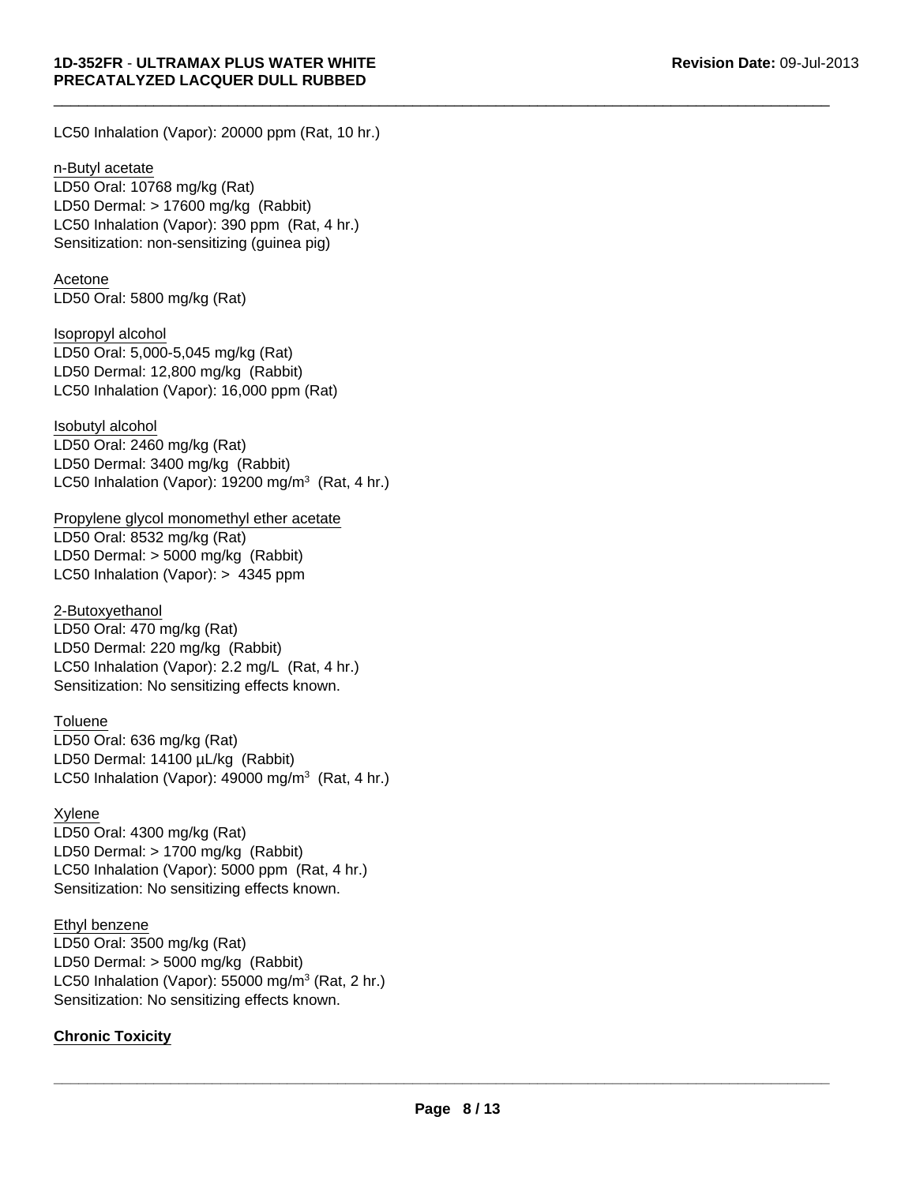LC50 Inhalation (Vapor): 20000 ppm (Rat, 10 hr.)

n-Butyl acetate
LD50 Oral: 10768 mg/kg (Rat)
LD50 Dermal: > 17600 mg/kg (Rabbit)
LC50 Inhalation (Vapor): 390 ppm (Rat, 4 hr.)
Sensitization: non-sensitizing (guinea pig)

Acetone
LD50 Oral: 5800 mg/kg (Rat)

Isopropyl alcohol
LD50 Oral: 5,000-5,045 mg/kg (Rat)
LD50 Dermal: 12,800 mg/kg (Rabbit)
LC50 Inhalation (Vapor): 16,000 ppm (Rat)

Isobutyl alcohol
LD50 Oral: 2460 mg/kg (Rat)
LD50 Dermal: 3400 mg/kg (Rabbit)
LC50 Inhalation (Vapor): 19200 mg/m$^3$ (Rat, 4 hr.)

Propylene glycol monomethyl ether acetate
LD50 Oral: 8532 mg/kg (Rat)
LD50 Dermal: > 5000 mg/kg (Rabbit)
LC50 Inhalation (Vapor): > 4345 ppm

2-Butoxyethanol
LD50 Oral: 470 mg/kg (Rat)
LD50 Dermal: 220 mg/kg (Rabbit)
LC50 Inhalation (Vapor): 2.2 mg/L (Rat, 4 hr.)
Sensitization: No sensitizing effects known.

Toluene
LD50 Oral: 636 mg/kg (Rat)
LD50 Dermal: 14100 µL/kg (Rabbit)
LC50 Inhalation (Vapor): 49000 mg/m$^3$ (Rat, 4 hr.)

Xylene
LD50 Oral: 4300 mg/kg (Rat)
LD50 Dermal: > 1700 mg/kg (Rabbit)
LC50 Inhalation (Vapor): 5000 ppm (Rat, 4 hr.)
Sensitization: No sensitizing effects known.

Ethyl benzene
LD50 Oral: 3500 mg/kg (Rat)
LD50 Dermal: > 5000 mg/kg (Rabbit)
LC50 Inhalation (Vapor): 55000 mg/m$^3$ (Rat, 2 hr.)
Sensitization: No sensitizing effects known.

**Chronic Toxicity**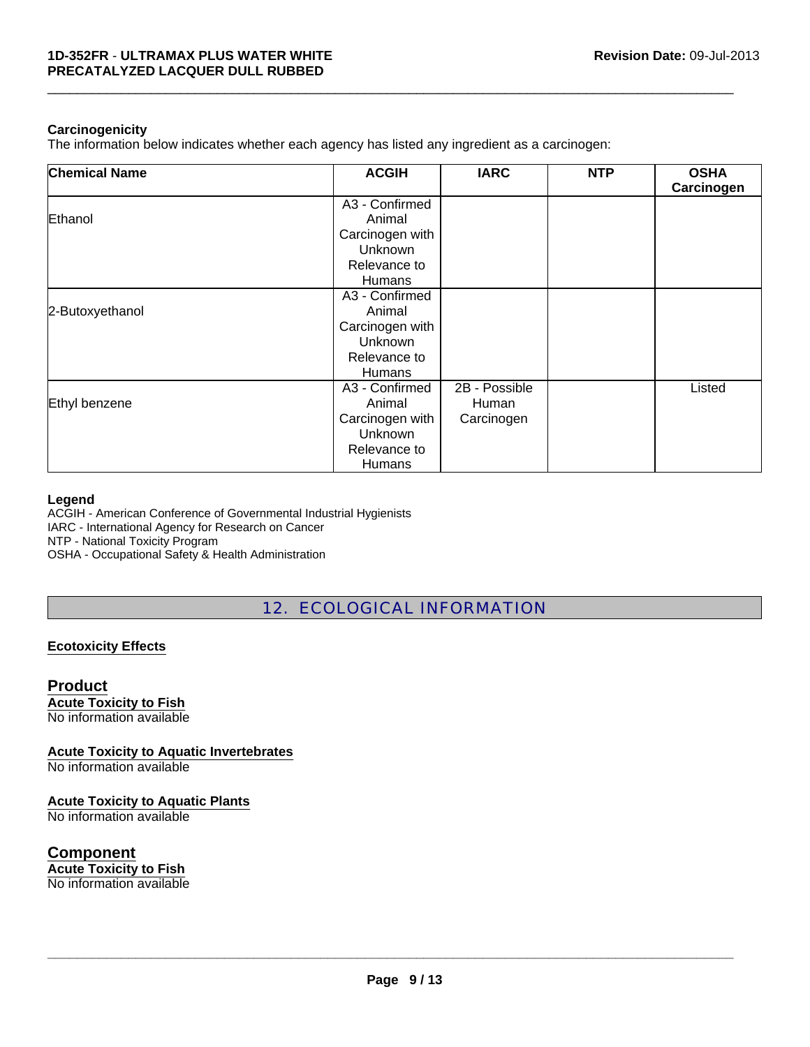### Carcinogenicity

The information below indicates whether each agency has listed any ingredient as a carcinogen:

| Chemical Name | ACGIH | IARC | NTP | OSHA Carcinogen |
|---|---|---|---|---|
| Ethanol | A3 - Confirmed Animal Carcinogen with Unknown Relevance to Humans | | | |
| 2-Butoxyethanol | A3 - Confirmed Animal Carcinogen with Unknown Relevance to Humans | | | |
| Ethyl benzene | A3 - Confirmed Animal Carcinogen with Unknown Relevance to Humans | 2B - Possible Human Carcinogen | | Listed |

**Legend**

ACGIH - American Conference of Governmental Industrial Hygienists
IARC - International Agency for Research on Cancer
NTP - National Toxicity Program
OSHA - Occupational Safety & Health Administration

## 12. ECOLOGICAL INFORMATION

### Ecotoxicity Effects

### Product

**Acute Toxicity to Fish**
No information available

**Acute Toxicity to Aquatic Invertebrates**
No information available

**Acute Toxicity to Aquatic Plants**
No information available

### Component

**Acute Toxicity to Fish**
No information available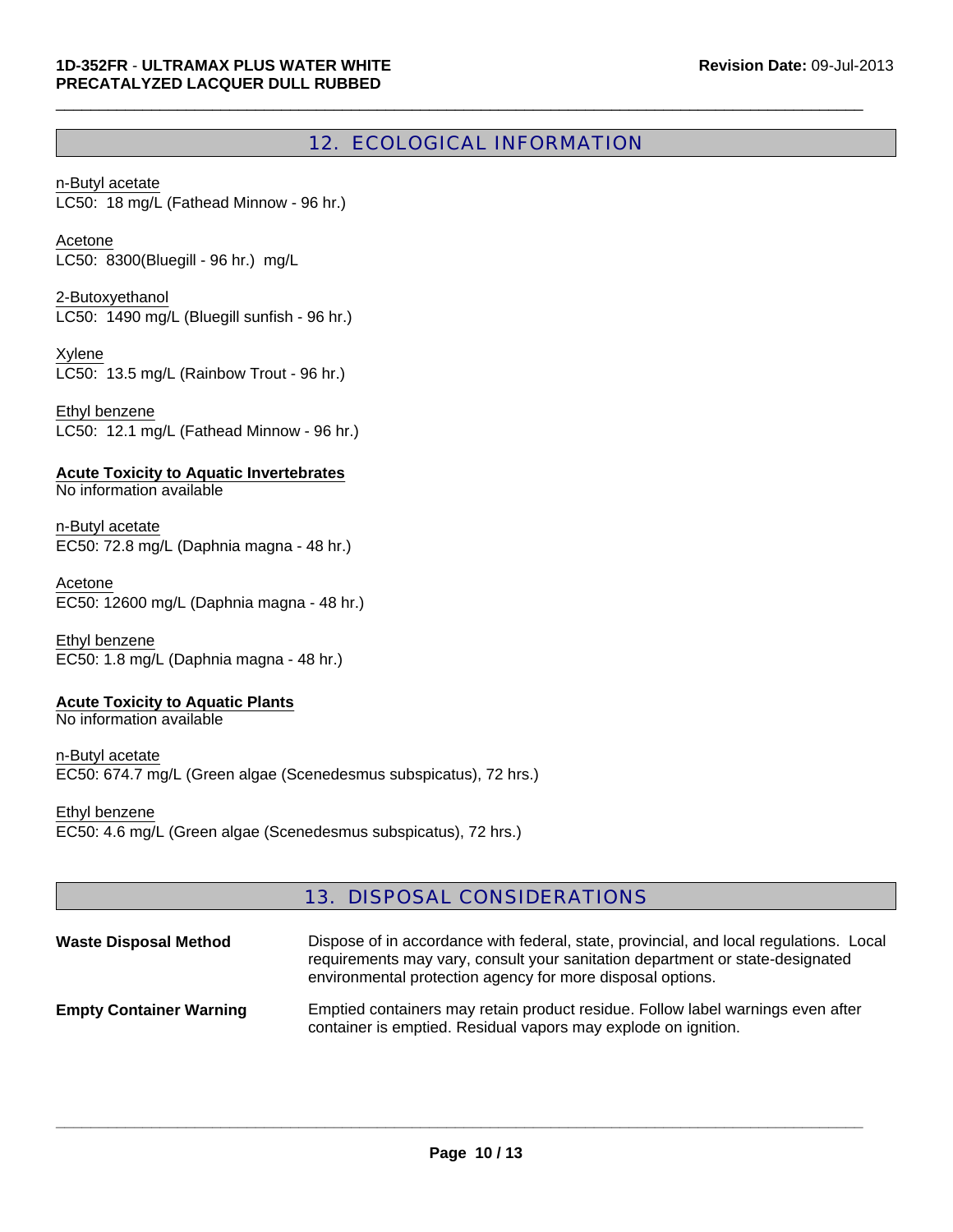## 12. ECOLOGICAL INFORMATION

n-Butyl acetate
LC50: 18 mg/L (Fathead Minnow - 96 hr.)

Acetone
LC50: 8300(Bluegill - 96 hr.) mg/L

2-Butoxyethanol
LC50: 1490 mg/L (Bluegill sunfish - 96 hr.)

Xylene
LC50: 13.5 mg/L (Rainbow Trout - 96 hr.)

Ethyl benzene
LC50: 12.1 mg/L (Fathead Minnow - 96 hr.)

**Acute Toxicity to Aquatic Invertebrates**
No information available

n-Butyl acetate
EC50: 72.8 mg/L (Daphnia magna - 48 hr.)

Acetone
EC50: 12600 mg/L (Daphnia magna - 48 hr.)

Ethyl benzene
EC50: 1.8 mg/L (Daphnia magna - 48 hr.)

**Acute Toxicity to Aquatic Plants**
No information available

n-Butyl acetate
EC50: 674.7 mg/L (Green algae (Scenedesmus subspicatus), 72 hrs.)

Ethyl benzene
EC50: 4.6 mg/L (Green algae (Scenedesmus subspicatus), 72 hrs.)

## 13. DISPOSAL CONSIDERATIONS

**Waste Disposal Method** Dispose of in accordance with federal, state, provincial, and local regulations. Local requirements may vary, consult your sanitation department or state-designated environmental protection agency for more disposal options.

**Empty Container Warning** Emptied containers may retain product residue. Follow label warnings even after container is emptied. Residual vapors may explode on ignition.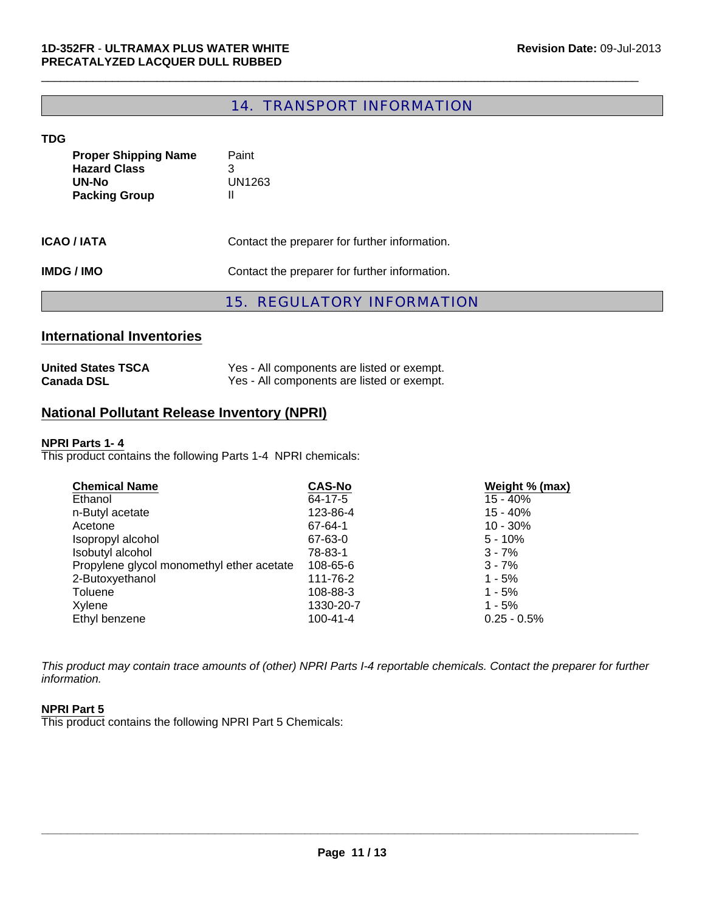## 14. TRANSPORT INFORMATION

**TDG**

| | |
|---|---|
| **Proper Shipping Name** | Paint |
| **Hazard Class** | 3 |
| **UN-No** | UN1263 |
| **Packing Group** | II |

**ICAO / IATA** Contact the preparer for further information.

**IMDG / IMO** Contact the preparer for further information.

## 15. REGULATORY INFORMATION

### International Inventories

| | |
|---|---|
| **United States TSCA** | Yes - All components are listed or exempt. |
| **Canada DSL** | Yes - All components are listed or exempt. |

### National Pollutant Release Inventory (NPRI)

**NPRI Parts 1- 4**

This product contains the following Parts 1-4 NPRI chemicals:

| Chemical Name | CAS-No | Weight % (max) |
|---|---|---|
| Ethanol | 64-17-5 | 15 - 40% |
| n-Butyl acetate | 123-86-4 | 15 - 40% |
| Acetone | 67-64-1 | 10 - 30% |
| Isopropyl alcohol | 67-63-0 | 5 - 10% |
| Isobutyl alcohol | 78-83-1 | 3 - 7% |
| Propylene glycol monomethyl ether acetate | 108-65-6 | 3 - 7% |
| 2-Butoxyethanol | 111-76-2 | 1 - 5% |
| Toluene | 108-88-3 | 1 - 5% |
| Xylene | 1330-20-7 | 1 - 5% |
| Ethyl benzene | 100-41-4 | 0.25 - 0.5% |

*This product may contain trace amounts of (other) NPRI Parts I-4 reportable chemicals. Contact the preparer for further information.*

**NPRI Part 5**

This product contains the following NPRI Part 5 Chemicals: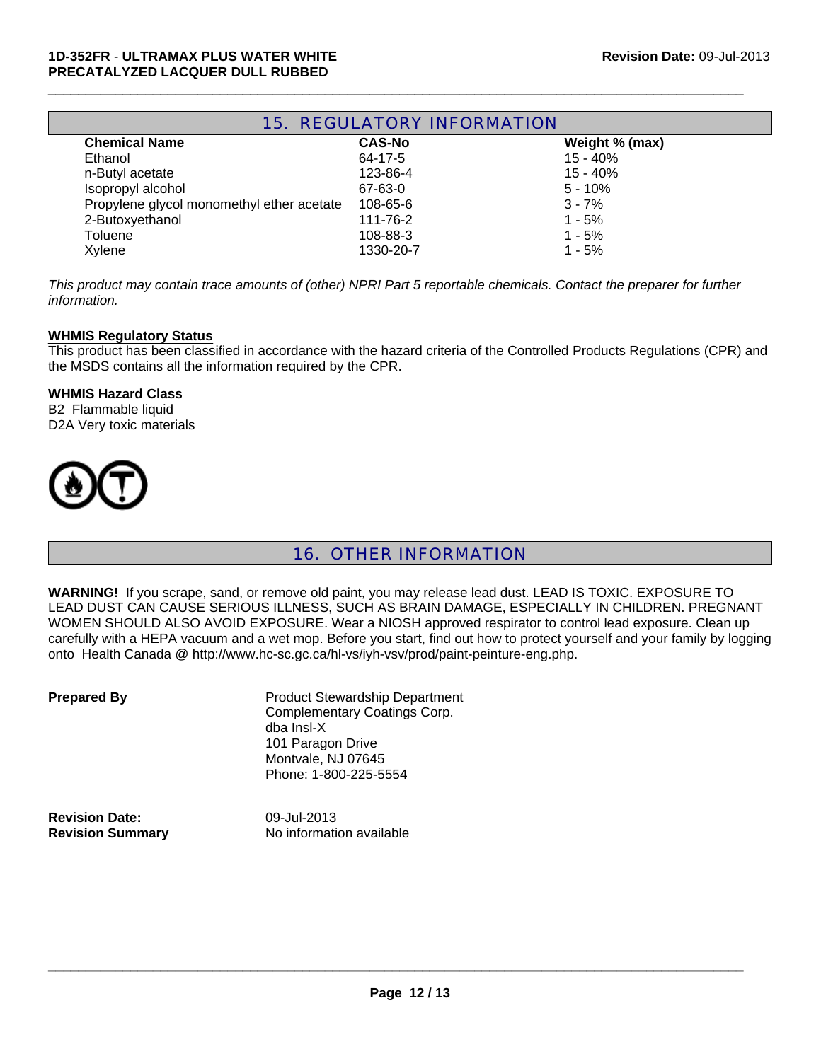## 15. REGULATORY INFORMATION

| Chemical Name | CAS-No | Weight % (max) |
|---|---|---|
| Ethanol | 64-17-5 | 15 - 40% |
| n-Butyl acetate | 123-86-4 | 15 - 40% |
| Isopropyl alcohol | 67-63-0 | 5 - 10% |
| Propylene glycol monomethyl ether acetate | 108-65-6 | 3 - 7% |
| 2-Butoxyethanol | 111-76-2 | 1 - 5% |
| Toluene | 108-88-3 | 1 - 5% |
| Xylene | 1330-20-7 | 1 - 5% |

*This product may contain trace amounts of (other) NPRI Part 5 reportable chemicals. Contact the preparer for further information.*

**WHMIS Regulatory Status**

This product has been classified in accordance with the hazard criteria of the Controlled Products Regulations (CPR) and the MSDS contains all the information required by the CPR.

**WHMIS Hazard Class**

B2 Flammable liquid
D2A Very toxic materials

## 16. OTHER INFORMATION

**WARNING!** If you scrape, sand, or remove old paint, you may release lead dust. LEAD IS TOXIC. EXPOSURE TO LEAD DUST CAN CAUSE SERIOUS ILLNESS, SUCH AS BRAIN DAMAGE, ESPECIALLY IN CHILDREN. PREGNANT WOMEN SHOULD ALSO AVOID EXPOSURE. Wear a NIOSH approved respirator to control lead exposure. Clean up carefully with a HEPA vacuum and a wet mop. Before you start, find out how to protect yourself and your family by logging onto Health Canada @ http://www.hc-sc.gc.ca/hl-vs/iyh-vsv/prod/paint-peinture-eng.php.

**Prepared By**

Product Stewardship Department
Complementary Coatings Corp.
dba Insl-X
101 Paragon Drive
Montvale, NJ 07645
Phone: 1-800-225-5554

**Revision Date:** 09-Jul-2013
**Revision Summary** No information available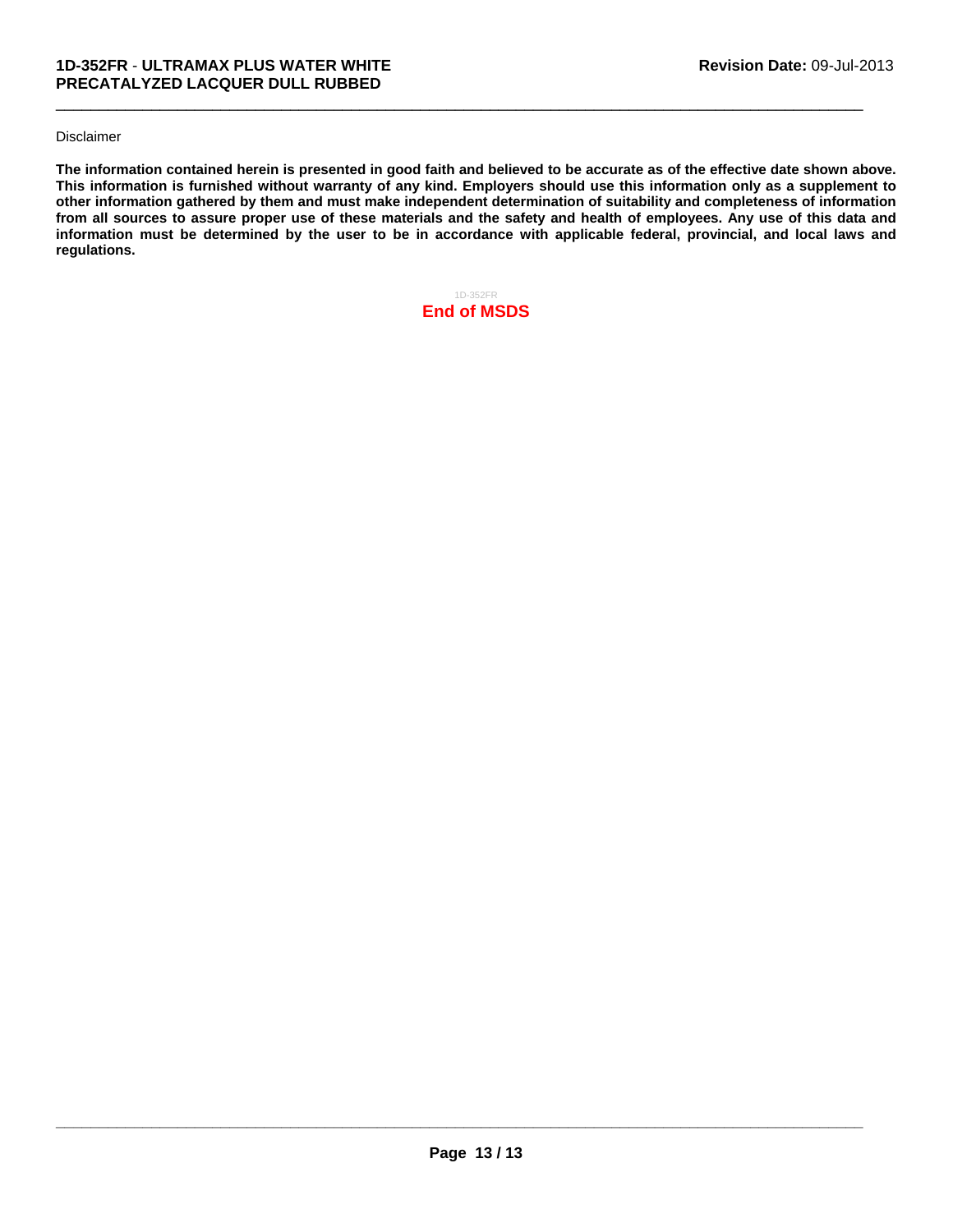Disclaimer

**The information contained herein is presented in good faith and believed to be accurate as of the effective date shown above. This information is furnished without warranty of any kind. Employers should use this information only as a supplement to other information gathered by them and must make independent determination of suitability and completeness of information from all sources to assure proper use of these materials and the safety and health of employees. Any use of this data and information must be determined by the user to be in accordance with applicable federal, provincial, and local laws and regulations.**

1D-352FR

**End of MSDS**